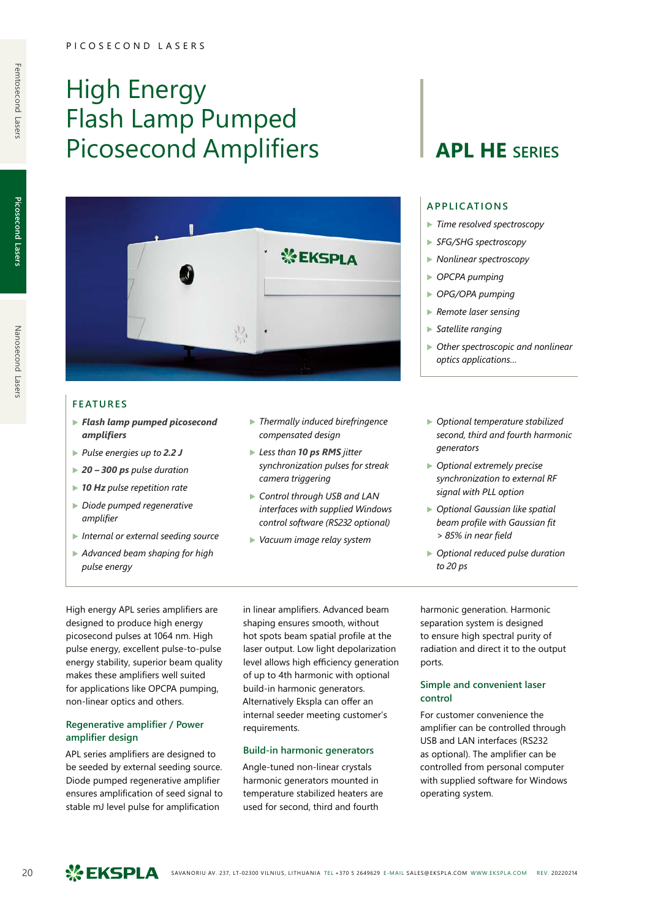# High Energy Flash Lamp Pumped Picosecond Amplifiers

## APL HE SERIES

### APPLICATIONS

- *Time resolved spectroscopy*
- *SFG/SHG spectroscopy*
- *Nonlinear spectroscopy*
- *OPCPA pumping*
- *OPG/OPA pumping*
- *Remote laser sensing*
- *Satellite ranging*
- *Other spectroscopic and nonlinear optics applications...*

### FEATURES

- ***Flash lamp pumped picosecond amplifiers***
- *Pulse energies up to **2.2 J***
- ***20 – 300 ps** pulse duration*
- ***10 Hz** pulse repetition rate*
- *Diode pumped regenerative amplifier*
- *Internal or external seeding source*
- *Advanced beam shaping for high pulse energy*
- *Thermally induced birefringence compensated design*
- *Less than **10 ps RMS** jitter synchronization pulses for streak camera triggering*
- *Control through USB and LAN interfaces with supplied Windows control software (RS232 optional)*
- *Vacuum image relay system*
- *Optional temperature stabilized second, third and fourth harmonic generators*
- *Optional extremely precise synchronization to external RF signal with PLL option*
- *Optional Gaussian like spatial beam profile with Gaussian fit > 85% in near field*
- *Optional reduced pulse duration to 20 ps*

High energy APL series amplifiers are designed to produce high energy picosecond pulses at 1064 nm. High pulse energy, excellent pulse-to-pulse energy stability, superior beam quality makes these amplifiers well suited for applications like OPCPA pumping, non-linear optics and others.

### Regenerative amplifier / Power amplifier design

APL series amplifiers are designed to be seeded by external seeding source. Diode pumped regenerative amplifier ensures amplification of seed signal to stable mJ level pulse for amplification in linear amplifiers. Advanced beam shaping ensures smooth, without hot spots beam spatial profile at the laser output. Low light depolarization level allows high efficiency generation of up to 4th harmonic with optional build-in harmonic generators. Alternatively Ekspla can offer an internal seeder meeting customer's requirements.

### Build-in harmonic generators

Angle-tuned non-linear crystals harmonic generators mounted in temperature stabilized heaters are used for second, third and fourth harmonic generation. Harmonic separation system is designed to ensure high spectral purity of radiation and direct it to the output ports.

### Simple and convenient laser control

For customer convenience the amplifier can be controlled through USB and LAN interfaces (RS232 as optional). The amplifier can be controlled from personal computer with supplied software for Windows operating system.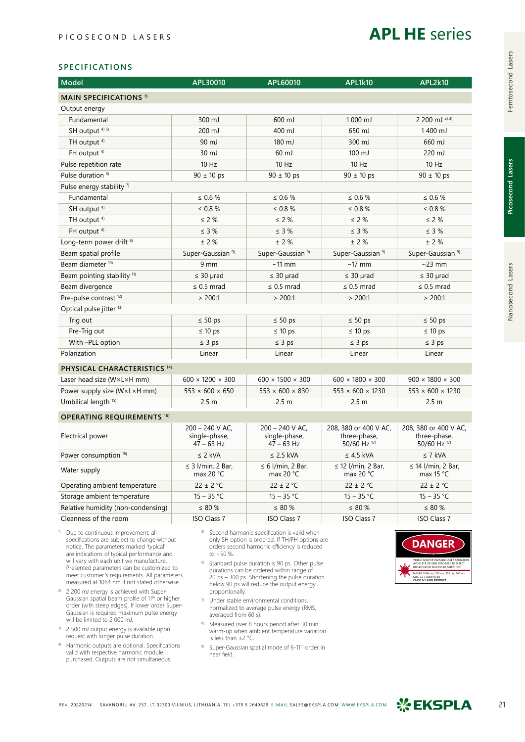PICOSECOND LASERS

# APL HE series

## SPECIFICATIONS

| Model | APL30010 | APL60010 | APL1k10 | APL2k10 |
|---|---|---|---|---|
| **MAIN SPECIFICATIONS** [1] | | | | |
| Output energy | | | | |
| Fundamental | 300 mJ | 600 mJ | 1 000 mJ | 2 200 mJ [2] [3] |
| SH output [4] [5] | 200 mJ | 400 mJ | 650 mJ | 1 400 mJ |
| TH output [4] | 90 mJ | 180 mJ | 300 mJ | 660 mJ |
| FH output [4] | 30 mJ | 60 mJ | 100 mJ | 220 mJ |
| Pulse repetition rate | 10 Hz | 10 Hz | 10 Hz | 10 Hz |
| Pulse duration [6] | 90 ± 10 ps | 90 ± 10 ps | 90 ± 10 ps | 90 ± 10 ps |
| Pulse energy stability [7] | | | | |
| Fundamental | ≤ 0.6 % | ≤ 0.6 % | ≤ 0.6 % | ≤ 0.6 % |
| SH output [4] | ≤ 0.8 % | ≤ 0.8 % | ≤ 0.8 % | ≤ 0.8 % |
| TH output [4] | ≤ 2 % | ≤ 2 % | ≤ 2 % | ≤ 2 % |
| FH output [4] | ≤ 3 % | ≤ 3 % | ≤ 3 % | ≤ 3 % |
| Long-term power drift [8] | ± 2 % | ± 2 % | ± 2 % | ± 2 % |
| Beam spatial profile | Super-Gaussian [9] | Super-Gaussian [9] | Super-Gaussian [9] | Super-Gaussian [9] |
| Beam diameter [10] | 9 mm | ~11 mm | ~17 mm | ~23 mm |
| Beam pointing stability [11] | ≤ 30 µrad | ≤ 30 µrad | ≤ 30 µrad | ≤ 30 µrad |
| Beam divergence | ≤ 0.5 mrad | ≤ 0.5 mrad | ≤ 0.5 mrad | ≤ 0.5 mrad |
| Pre-pulse contrast [12] | > 200:1 | > 200:1 | > 200:1 | > 200:1 |
| Optical pulse jitter [13] | | | | |
| Trig out | ≤ 50 ps | ≤ 50 ps | ≤ 50 ps | ≤ 50 ps |
| Pre-Trig out | ≤ 10 ps | ≤ 10 ps | ≤ 10 ps | ≤ 10 ps |
| With –PLL option | ≤ 3 ps | ≤ 3 ps | ≤ 3 ps | ≤ 3 ps |
| Polarization | Linear | Linear | Linear | Linear |
| **PHYSICAL CHARACTERISTICS** [14] | | | | |
| Laser head size (W×L×H mm) | 600 × 1200 × 300 | 600 × 1500 × 300 | 600 × 1800 × 300 | 900 × 1800 × 300 |
| Power supply size (W×L×H mm) | 553 × 600 × 650 | 553 × 600 × 830 | 553 × 600 × 1230 | 553 × 600 × 1230 |
| Umbilical length [15] | 2.5 m | 2.5 m | 2.5 m | 2.5 m |
| **OPERATING REQUIREMENTS** [16] | | | | |
| Electrical power | 200 – 240 V AC, single-phase, 47 – 63 Hz | 200 – 240 V AC, single-phase, 47 – 63 Hz | 208, 380 or 400 V AC, three-phase, 50/60 Hz [17] | 208, 380 or 400 V AC, three-phase, 50/60 Hz [17] |
| Power consumption [18] | ≤ 2 kVA | ≤ 2.5 kVA | ≤ 4.5 kVA | ≤ 7 kVA |
| Water supply | ≤ 3 l/min, 2 Bar, max 20 °C | ≤ 6 l/min, 2 Bar, max 20 °C | ≤ 12 l/min, 2 Bar, max 20 °C | ≤ 14 l/min, 2 Bar, max 15 °C |
| Operating ambient temperature | 22 ± 2 °C | 22 ± 2 °C | 22 ± 2 °C | 22 ± 2 °C |
| Storage ambient temperature | 15 – 35 °C | 15 – 35 °C | 15 – 35 °C | 15 – 35 °C |
| Relative humidity (non-condensing) | ≤ 80 % | ≤ 80 % | ≤ 80 % | ≤ 80 % |
| Cleanness of the room | ISO Class 7 | ISO Class 7 | ISO Class 7 | ISO Class 7 |

[1] Due to continuous improvement, all specifications are subject to change without notice. The parameters marked 'typical' are indications of typical performance and will vary with each unit we manufacture. Presented parameters can be customized to meet customer's requirements. All parameters measured at 1064 nm if not stated otherwise.

[2] 2 200 mJ energy is achieved with Super-Gaussian spatial beam profile of 11th or higher order (with steep edges). If lower order Super-Gaussian is required maximum pulse energy will be limited to 2 000 mJ.

[3] 2 500 mJ output energy is available upon request with longer pulse duration.

[4] Harmonic outputs are optional. Specifications valid with respective harmonic module purchased. Outputs are not simultaneous.

[5] Second harmonic specification is valid when only SH option is ordered. If TH/FH options are orders second harmonic efficiency is reduced to ~50 %.

[6] Standard pulse duration is 90 ps. Other pulse durations can be ordered within range of 20 ps – 300 ps. Shortening the pulse duration below 90 ps will reduce the output energy proportionally.

[7] Under stable environmental conditions, normalized to average pulse energy (RMS, averaged from 60 s).

[8] Measured over 8 hours period after 30 min warm-up when ambient temperature variation is less than ±2 °C.

[9] Super-Gaussian spatial mode of 6-11th order in near field.

DANGER

VISIBLE AND/OR INVISIBLE LASER RADIATION AVOID EYE OR SKIN EXPOSURE TO DIRECT REFLECTED OR SCATTERED RADIATION

Nd:YAG 1064 nm, 532 nm, 355 nm, 266 nm Max. 2.2 J, pulse 90 ps CLASS IV LASER PRODUCT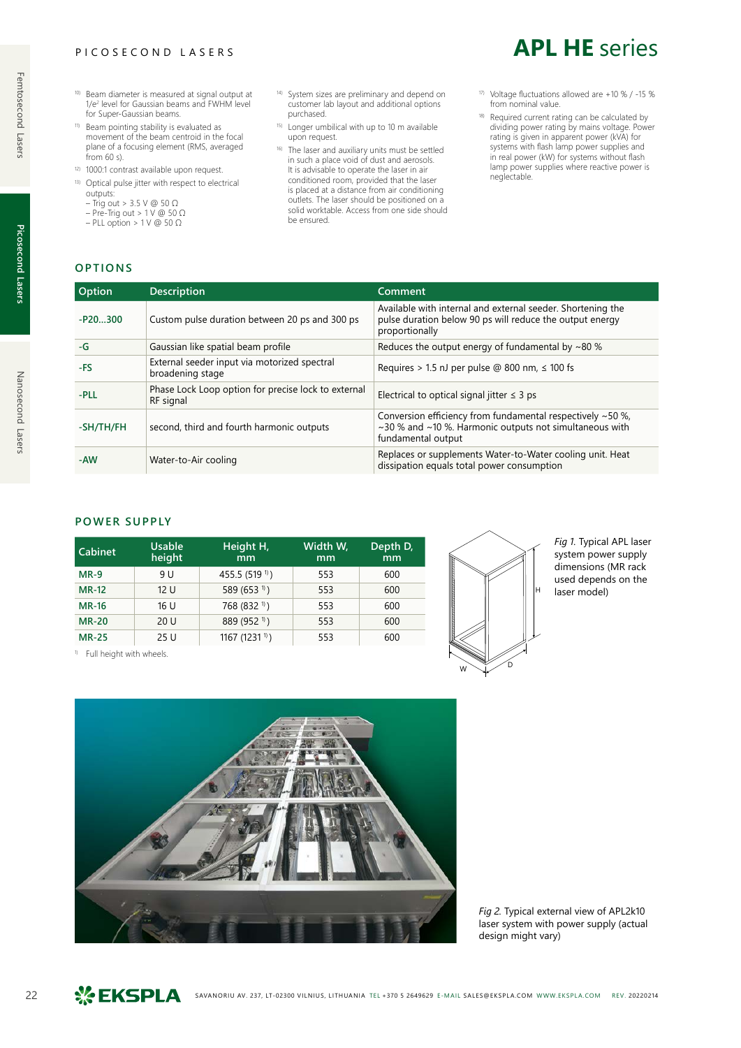# APL HE series

[10] Beam diameter is measured at signal output at $1/e^2$ level for Gaussian beams and FWHM level for Super-Gaussian beams.

[11] Beam pointing stability is evaluated as movement of the beam centroid in the focal plane of a focusing element (RMS, averaged from 60 s).

[12] 1000:1 contrast available upon request.

[13] Optical pulse jitter with respect to electrical outputs:
– Trig out > 3.5 V @ 50 Ω
– Pre-Trig out > 1 V @ 50 Ω
– PLL option > 1 V @ 50 Ω

[14] System sizes are preliminary and depend on customer lab layout and additional options purchased.

[15] Longer umbilical with up to 10 m available upon request.

[16] The laser and auxiliary units must be settled in such a place void of dust and aerosols. It is advisable to operate the laser in air conditioned room, provided that the laser is placed at a distance from air conditioning outlets. The laser should be positioned on a solid worktable. Access from one side should be ensured.

[17] Voltage fluctuations allowed are +10 % / -15 % from nominal value.

[18] Required current rating can be calculated by dividing power rating by mains voltage. Power rating is given in apparent power (kVA) for systems with flash lamp power supplies and in real power (kW) for systems without flash lamp power supplies where reactive power is neglectable.

## OPTIONS

| Option | Description | Comment |
|---|---|---|
| -P20...300 | Custom pulse duration between 20 ps and 300 ps | Available with internal and external seeder. Shortening the pulse duration below 90 ps will reduce the output energy proportionally |
| -G | Gaussian like spatial beam profile | Reduces the output energy of fundamental by ~80 % |
| -FS | External seeder input via motorized spectral broadening stage | Requires > 1.5 nJ per pulse @ 800 nm, ≤ 100 fs |
| -PLL | Phase Lock Loop option for precise lock to external RF signal | Electrical to optical signal jitter ≤ 3 ps |
| -SH/TH/FH | second, third and fourth harmonic outputs | Conversion efficiency from fundamental respectively ~50 %, ~30 % and ~10 %. Harmonic outputs not simultaneous with fundamental output |
| -AW | Water-to-Air cooling | Replaces or supplements Water-to-Water cooling unit. Heat dissipation equals total power consumption |

## POWER SUPPLY

| Cabinet | Usable height | Height H, mm | Width W, mm | Depth D, mm |
|---|---|---|---|---|
| MR-9 | 9 U | 455.5 (519 [1]) | 553 | 600 |
| MR-12 | 12 U | 589 (653 [1]) | 553 | 600 |
| MR-16 | 16 U | 768 (832 [1]) | 553 | 600 |
| MR-20 | 20 U | 889 (952 [1]) | 553 | 600 |
| MR-25 | 25 U | 1167 (1231 [1]) | 553 | 600 |

[1] Full height with wheels.

*Fig 1.* Typical APL laser system power supply dimensions (MR rack used depends on the laser model)

*Fig 2.* Typical external view of APL2k10 laser system with power supply (actual design might vary)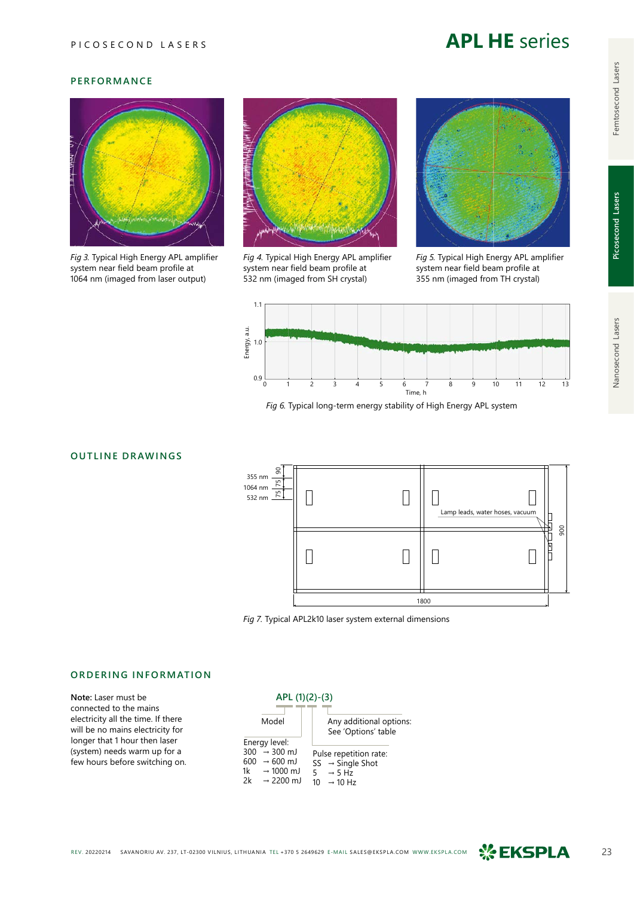PICOSECOND LASERS

# APL HE series

## PERFORMANCE

*Fig 3.* Typical High Energy APL amplifier system near field beam profile at 1064 nm (imaged from laser output)

*Fig 4.* Typical High Energy APL amplifier system near field beam profile at 532 nm (imaged from SH crystal)

*Fig 5.* Typical High Energy APL amplifier system near field beam profile at 355 nm (imaged from TH crystal)

Energy, a.u.
1.1
1.0
0.9
0 1 2 3 4 5 6 7 8 9 10 11 12 13
Time, h

*Fig 6.* Typical long-term energy stability of High Energy APL system

## OUTLINE DRAWINGS

355 nm
1064 nm
532 nm
90
75
75
Lamp leads, water hoses, vacuum
900
1800

*Fig 7.* Typical APL2k10 laser system external dimensions

## ORDERING INFORMATION

**Note:** Laser must be connected to the mains electricity all the time. If there will be no mains electricity for longer that 1 hour then laser (system) needs warm up for a few hours before switching on.

APL (1)(2)-(3)

Model

Any additional options: See 'Options' table

Energy level:
300 → 300 mJ
600 → 600 mJ
1k → 1000 mJ
2k → 2200 mJ

Pulse repetition rate:
SS → Single Shot
5 → 5 Hz
10 → 10 Hz

REV. 20220214 SAVANORIU AV. 237, LT-02300 VILNIUS, LITHUANIA TEL +370 5 2649629 E-MAIL SALES@EKSPLA.COM WWW.EKSPLA.COM